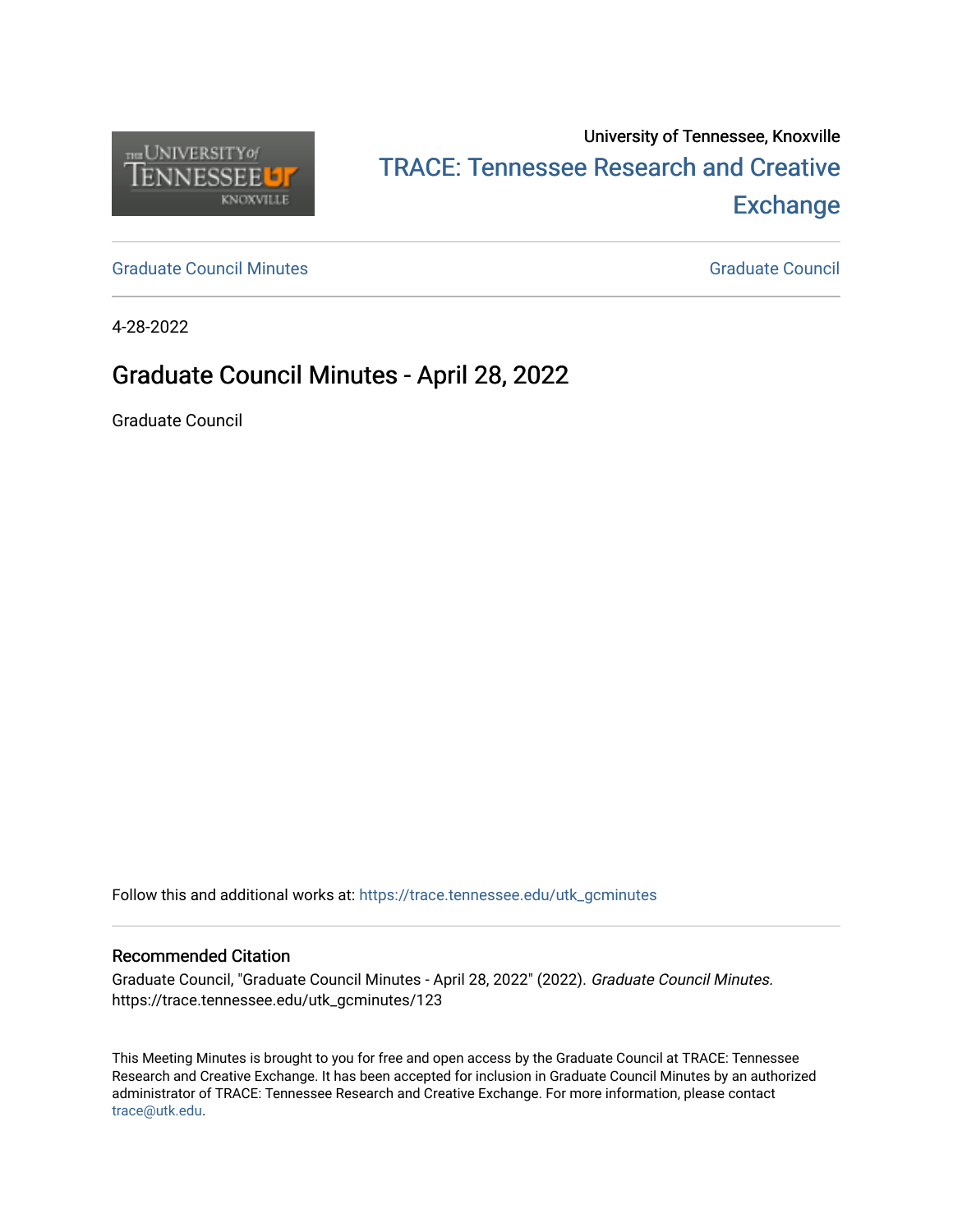University of Tennessee, Knoxville

TRACE: Tennessee Research and Creative Exchange

Graduate Council Minutes | Graduate Council

4-28-2022

# Graduate Council Minutes - April 28, 2022

Graduate Council

Follow this and additional works at: https://trace.tennessee.edu/utk_gcminutes

## Recommended Citation

Graduate Council, "Graduate Council Minutes - April 28, 2022" (2022). *Graduate Council Minutes.* https://trace.tennessee.edu/utk_gcminutes/123

This Meeting Minutes is brought to you for free and open access by the Graduate Council at TRACE: Tennessee Research and Creative Exchange. It has been accepted for inclusion in Graduate Council Minutes by an authorized administrator of TRACE: Tennessee Research and Creative Exchange. For more information, please contact trace@utk.edu.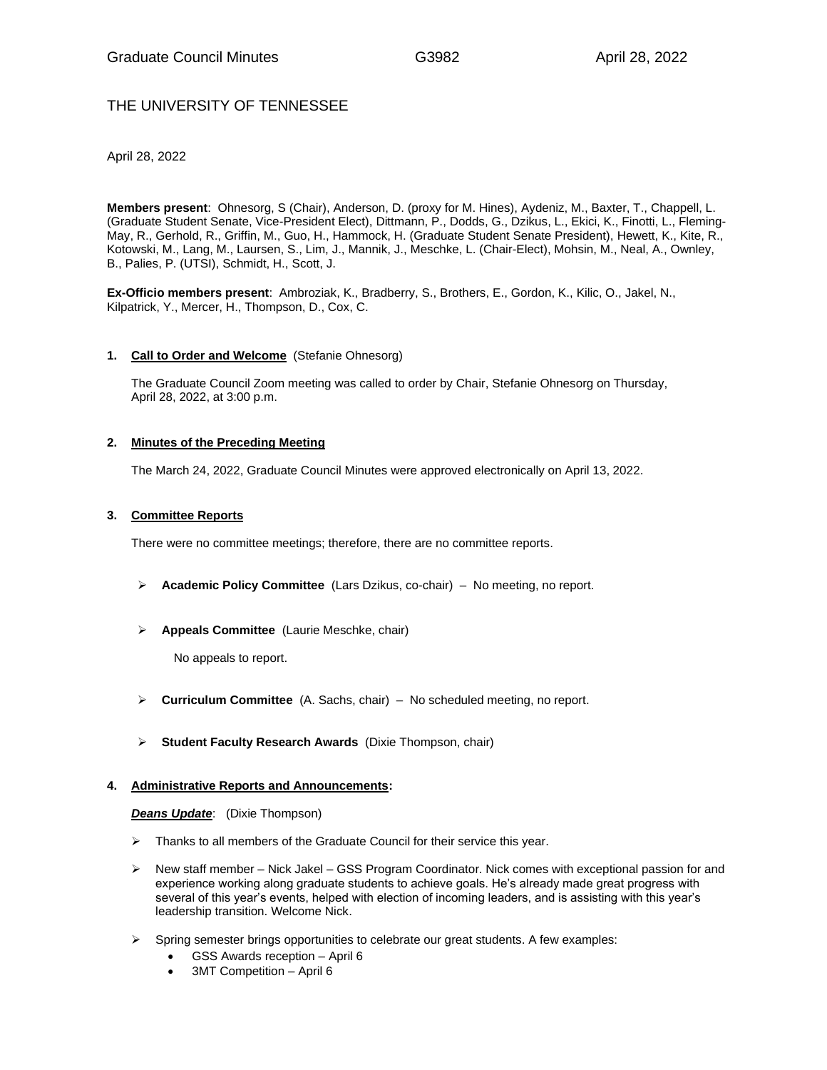THE UNIVERSITY OF TENNESSEE

April 28, 2022

**Members present**: Ohnesorg, S (Chair), Anderson, D. (proxy for M. Hines), Aydeniz, M., Baxter, T., Chappell, L. (Graduate Student Senate, Vice-President Elect), Dittmann, P., Dodds, G., Dzikus, L., Ekici, K., Finotti, L., Fleming-May, R., Gerhold, R., Griffin, M., Guo, H., Hammock, H. (Graduate Student Senate President), Hewett, K., Kite, R., Kotowski, M., Lang, M., Laursen, S., Lim, J., Mannik, J., Meschke, L. (Chair-Elect), Mohsin, M., Neal, A., Ownley, B., Palies, P. (UTSI), Schmidt, H., Scott, J.

**Ex-Officio members present**: Ambroziak, K., Bradberry, S., Brothers, E., Gordon, K., Kilic, O., Jakel, N., Kilpatrick, Y., Mercer, H., Thompson, D., Cox, C.

## 1. Call to Order and Welcome (Stefanie Ohnesorg)

The Graduate Council Zoom meeting was called to order by Chair, Stefanie Ohnesorg on Thursday, April 28, 2022, at 3:00 p.m.

## 2. Minutes of the Preceding Meeting

The March 24, 2022, Graduate Council Minutes were approved electronically on April 13, 2022.

## 3. Committee Reports

There were no committee meetings; therefore, there are no committee reports.

- **Academic Policy Committee** (Lars Dzikus, co-chair) – No meeting, no report.
- **Appeals Committee** (Laurie Meschke, chair)

  No appeals to report.

- **Curriculum Committee** (A. Sachs, chair) – No scheduled meeting, no report.
- **Student Faculty Research Awards** (Dixie Thompson, chair)

## 4. Administrative Reports and Announcements:

***Deans Update***: (Dixie Thompson)

- Thanks to all members of the Graduate Council for their service this year.
- New staff member – Nick Jakel – GSS Program Coordinator. Nick comes with exceptional passion for and experience working along graduate students to achieve goals. He's already made great progress with several of this year's events, helped with election of incoming leaders, and is assisting with this year's leadership transition. Welcome Nick.
- Spring semester brings opportunities to celebrate our great students. A few examples:
  - GSS Awards reception – April 6
  - 3MT Competition – April 6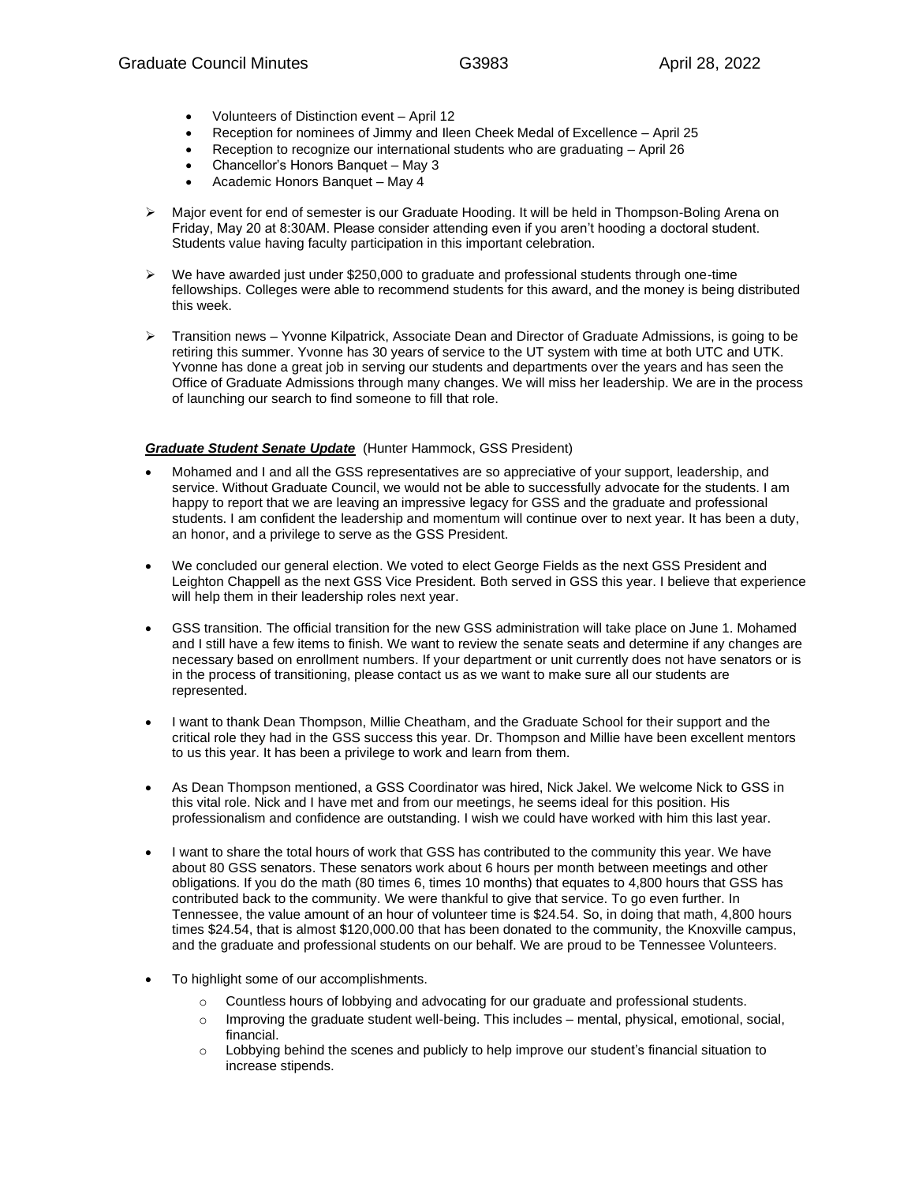- Volunteers of Distinction event – April 12
- Reception for nominees of Jimmy and Ileen Cheek Medal of Excellence – April 25
- Reception to recognize our international students who are graduating – April 26
- Chancellor's Honors Banquet – May 3
- Academic Honors Banquet – May 4

- Major event for end of semester is our Graduate Hooding. It will be held in Thompson-Boling Arena on Friday, May 20 at 8:30AM. Please consider attending even if you aren't hooding a doctoral student. Students value having faculty participation in this important celebration.

- We have awarded just under $250,000 to graduate and professional students through one-time fellowships. Colleges were able to recommend students for this award, and the money is being distributed this week.

- Transition news – Yvonne Kilpatrick, Associate Dean and Director of Graduate Admissions, is going to be retiring this summer. Yvonne has 30 years of service to the UT system with time at both UTC and UTK. Yvonne has done a great job in serving our students and departments over the years and has seen the Office of Graduate Admissions through many changes. We will miss her leadership. We are in the process of launching our search to find someone to fill that role.

***Graduate Student Senate Update*** (Hunter Hammock, GSS President)

- Mohamed and I and all the GSS representatives are so appreciative of your support, leadership, and service. Without Graduate Council, we would not be able to successfully advocate for the students. I am happy to report that we are leaving an impressive legacy for GSS and the graduate and professional students. I am confident the leadership and momentum will continue over to next year. It has been a duty, an honor, and a privilege to serve as the GSS President.

- We concluded our general election. We voted to elect George Fields as the next GSS President and Leighton Chappell as the next GSS Vice President. Both served in GSS this year. I believe that experience will help them in their leadership roles next year.

- GSS transition. The official transition for the new GSS administration will take place on June 1. Mohamed and I still have a few items to finish. We want to review the senate seats and determine if any changes are necessary based on enrollment numbers. If your department or unit currently does not have senators or is in the process of transitioning, please contact us as we want to make sure all our students are represented.

- I want to thank Dean Thompson, Millie Cheatham, and the Graduate School for their support and the critical role they had in the GSS success this year. Dr. Thompson and Millie have been excellent mentors to us this year. It has been a privilege to work and learn from them.

- As Dean Thompson mentioned, a GSS Coordinator was hired, Nick Jakel. We welcome Nick to GSS in this vital role. Nick and I have met and from our meetings, he seems ideal for this position. His professionalism and confidence are outstanding. I wish we could have worked with him this last year.

- I want to share the total hours of work that GSS has contributed to the community this year. We have about 80 GSS senators. These senators work about 6 hours per month between meetings and other obligations. If you do the math (80 times 6, times 10 months) that equates to 4,800 hours that GSS has contributed back to the community. We were thankful to give that service. To go even further. In Tennessee, the value amount of an hour of volunteer time is $24.54. So, in doing that math, 4,800 hours times $24.54, that is almost $120,000.00 that has been donated to the community, the Knoxville campus, and the graduate and professional students on our behalf. We are proud to be Tennessee Volunteers.

- To highlight some of our accomplishments.
  - Countless hours of lobbying and advocating for our graduate and professional students.
  - Improving the graduate student well-being. This includes – mental, physical, emotional, social, financial.
  - Lobbying behind the scenes and publicly to help improve our student's financial situation to increase stipends.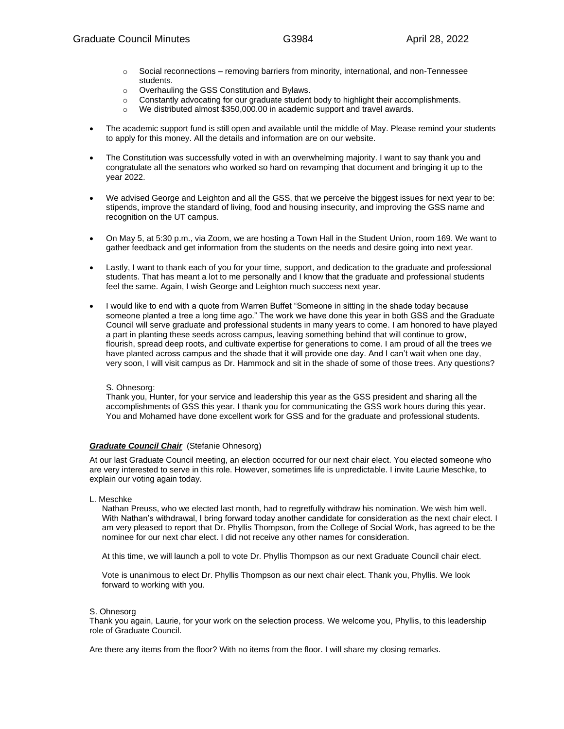- Social reconnections – removing barriers from minority, international, and non-Tennessee students.
  - Overhauling the GSS Constitution and Bylaws.
  - Constantly advocating for our graduate student body to highlight their accomplishments.
  - We distributed almost $350,000.00 in academic support and travel awards.

- The academic support fund is still open and available until the middle of May. Please remind your students to apply for this money. All the details and information are on our website.

- The Constitution was successfully voted in with an overwhelming majority. I want to say thank you and congratulate all the senators who worked so hard on revamping that document and bringing it up to the year 2022.

- We advised George and Leighton and all the GSS, that we perceive the biggest issues for next year to be: stipends, improve the standard of living, food and housing insecurity, and improving the GSS name and recognition on the UT campus.

- On May 5, at 5:30 p.m., via Zoom, we are hosting a Town Hall in the Student Union, room 169. We want to gather feedback and get information from the students on the needs and desire going into next year.

- Lastly, I want to thank each of you for your time, support, and dedication to the graduate and professional students. That has meant a lot to me personally and I know that the graduate and professional students feel the same. Again, I wish George and Leighton much success next year.

- I would like to end with a quote from Warren Buffet "Someone in sitting in the shade today because someone planted a tree a long time ago." The work we have done this year in both GSS and the Graduate Council will serve graduate and professional students in many years to come. I am honored to have played a part in planting these seeds across campus, leaving something behind that will continue to grow, flourish, spread deep roots, and cultivate expertise for generations to come. I am proud of all the trees we have planted across campus and the shade that it will provide one day. And I can't wait when one day, very soon, I will visit campus as Dr. Hammock and sit in the shade of some of those trees. Any questions?

  S. Ohnesorg:
  Thank you, Hunter, for your service and leadership this year as the GSS president and sharing all the accomplishments of GSS this year. I thank you for communicating the GSS work hours during this year. You and Mohamed have done excellent work for GSS and for the graduate and professional students.

***Graduate Council Chair*** (Stefanie Ohnesorg)

At our last Graduate Council meeting, an election occurred for our next chair elect. You elected someone who are very interested to serve in this role. However, sometimes life is unpredictable. I invite Laurie Meschke, to explain our voting again today.

L. Meschke

Nathan Preuss, who we elected last month, had to regretfully withdraw his nomination. We wish him well. With Nathan's withdrawal, I bring forward today another candidate for consideration as the next chair elect. I am very pleased to report that Dr. Phyllis Thompson, from the College of Social Work, has agreed to be the nominee for our next char elect. I did not receive any other names for consideration.

At this time, we will launch a poll to vote Dr. Phyllis Thompson as our next Graduate Council chair elect.

Vote is unanimous to elect Dr. Phyllis Thompson as our next chair elect. Thank you, Phyllis. We look forward to working with you.

S. Ohnesorg

Thank you again, Laurie, for your work on the selection process. We welcome you, Phyllis, to this leadership role of Graduate Council.

Are there any items from the floor? With no items from the floor. I will share my closing remarks.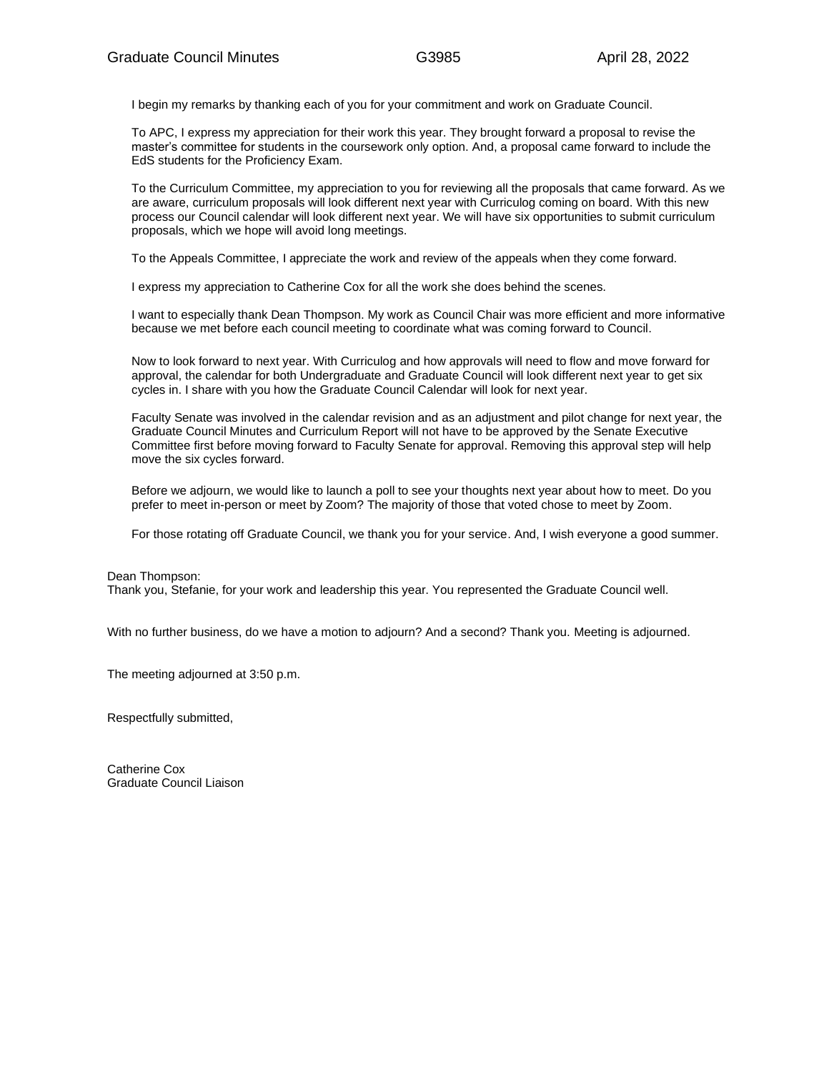I begin my remarks by thanking each of you for your commitment and work on Graduate Council.

To APC, I express my appreciation for their work this year. They brought forward a proposal to revise the master's committee for students in the coursework only option. And, a proposal came forward to include the EdS students for the Proficiency Exam.

To the Curriculum Committee, my appreciation to you for reviewing all the proposals that came forward. As we are aware, curriculum proposals will look different next year with Curriculog coming on board. With this new process our Council calendar will look different next year. We will have six opportunities to submit curriculum proposals, which we hope will avoid long meetings.

To the Appeals Committee, I appreciate the work and review of the appeals when they come forward.

I express my appreciation to Catherine Cox for all the work she does behind the scenes.

I want to especially thank Dean Thompson. My work as Council Chair was more efficient and more informative because we met before each council meeting to coordinate what was coming forward to Council.

Now to look forward to next year. With Curriculog and how approvals will need to flow and move forward for approval, the calendar for both Undergraduate and Graduate Council will look different next year to get six cycles in. I share with you how the Graduate Council Calendar will look for next year.

Faculty Senate was involved in the calendar revision and as an adjustment and pilot change for next year, the Graduate Council Minutes and Curriculum Report will not have to be approved by the Senate Executive Committee first before moving forward to Faculty Senate for approval. Removing this approval step will help move the six cycles forward.

Before we adjourn, we would like to launch a poll to see your thoughts next year about how to meet. Do you prefer to meet in-person or meet by Zoom? The majority of those that voted chose to meet by Zoom.

For those rotating off Graduate Council, we thank you for your service. And, I wish everyone a good summer.

Dean Thompson:
Thank you, Stefanie, for your work and leadership this year. You represented the Graduate Council well.

With no further business, do we have a motion to adjourn? And a second? Thank you. Meeting is adjourned.

The meeting adjourned at 3:50 p.m.

Respectfully submitted,

Catherine Cox
Graduate Council Liaison